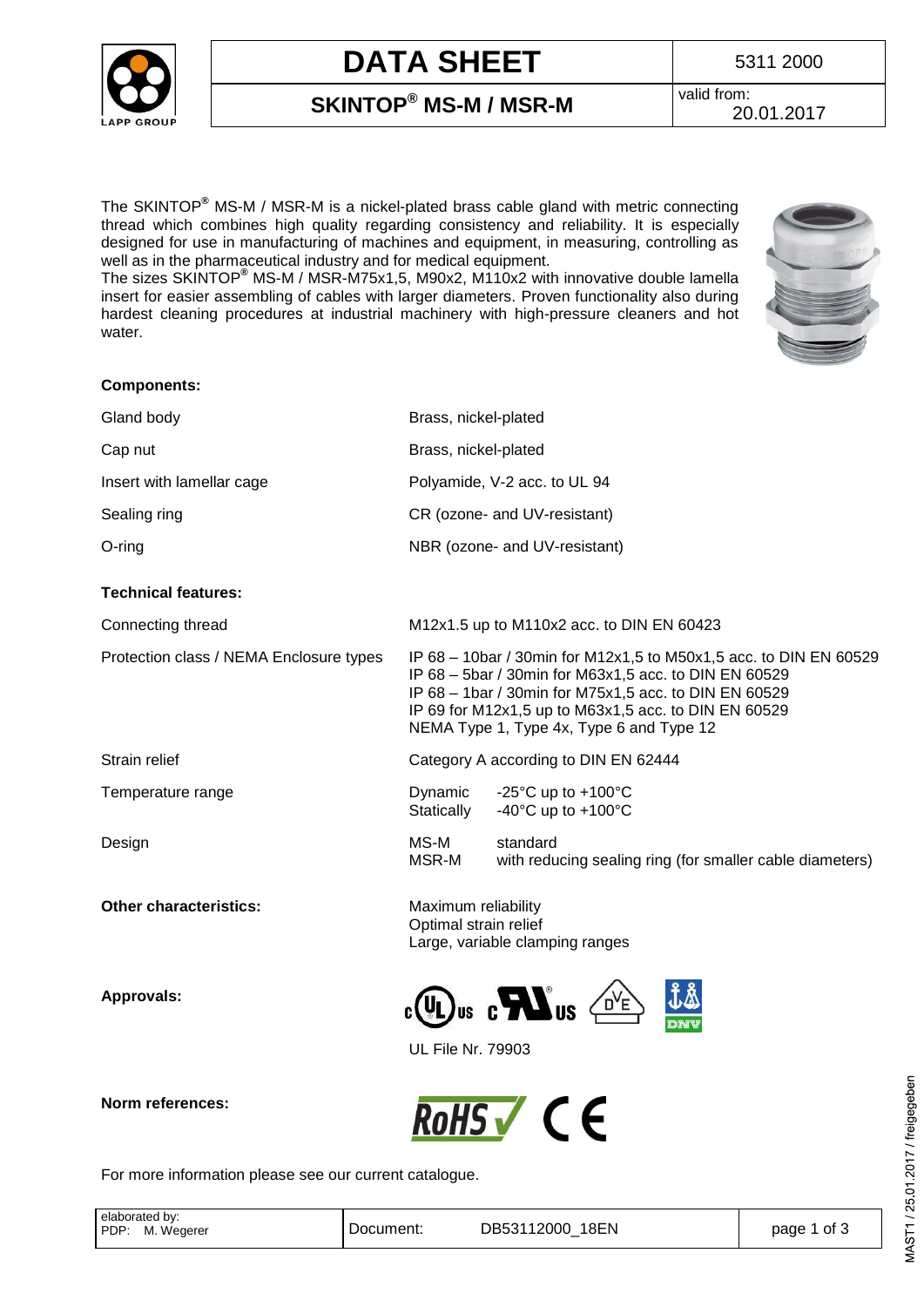# DATA SHEET

5311 2000

## SKINTOP® MS-M / MSR-M

valid from: 20.01.2017

The SKINTOP® MS-M / MSR-M is a nickel-plated brass cable gland with metric connecting thread which combines high quality regarding consistency and reliability. It is especially designed for use in manufacturing of machines and equipment, in measuring, controlling as well as in the pharmaceutical industry and for medical equipment.
The sizes SKINTOP® MS-M / MSR-M75x1,5, M90x2, M110x2 with innovative double lamella insert for easier assembling of cables with larger diameters. Proven functionality also during hardest cleaning procedures at industrial machinery with high-pressure cleaners and hot water.

**Components:**

| | |
|---|---|
| Gland body | Brass, nickel-plated |
| Cap nut | Brass, nickel-plated |
| Insert with lamellar cage | Polyamide, V-2 acc. to UL 94 |
| Sealing ring | CR (ozone- and UV-resistant) |
| O-ring | NBR (ozone- and UV-resistant) |

**Technical features:**

| | |
|---|---|
| Connecting thread | M12x1.5 up to M110x2 acc. to DIN EN 60423 |
| Protection class / NEMA Enclosure types | IP 68 – 10bar / 30min for M12x1,5 to M50x1,5 acc. to DIN EN 60529<br>IP 68 – 5bar / 30min for M63x1,5 acc. to DIN EN 60529<br>IP 68 – 1bar / 30min for M75x1,5 acc. to DIN EN 60529<br>IP 69 for M12x1,5 up to M63x1,5 acc. to DIN EN 60529<br>NEMA Type 1, Type 4x, Type 6 and Type 12 |
| Strain relief | Category A according to DIN EN 62444 |
| Temperature range | Dynamic -25°C up to +100°C<br>Statically -40°C up to +100°C |
| Design | MS-M standard<br>MSR-M with reducing sealing ring (for smaller cable diameters) |

**Other characteristics:**

Maximum reliability
Optimal strain relief
Large, variable clamping ranges

**Approvals:**

UL File Nr. 79903

**Norm references:**

RoHS, CE

For more information please see our current catalogue.

elaborated by: PDP: M. Wegerer | Document: DB53112000_18EN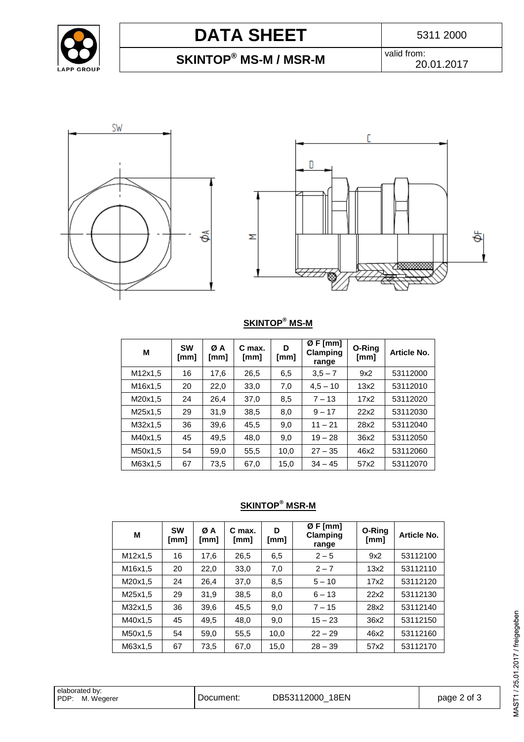# DATA SHEET

5311 2000

## SKINTOP® MS-M / MSR-M

valid from: 20.01.2017

### SKINTOP® MS-M

| M | SW [mm] | Ø A [mm] | C max. [mm] | D [mm] | Ø F [mm] Clamping range | O-Ring [mm] | Article No. |
|---|---|---|---|---|---|---|---|
| M12x1,5 | 16 | 17,6 | 26,5 | 6,5 | 3,5 – 7 | 9x2 | 53112000 |
| M16x1,5 | 20 | 22,0 | 33,0 | 7,0 | 4,5 – 10 | 13x2 | 53112010 |
| M20x1,5 | 24 | 26,4 | 37,0 | 8,5 | 7 – 13 | 17x2 | 53112020 |
| M25x1,5 | 29 | 31,9 | 38,5 | 8,0 | 9 – 17 | 22x2 | 53112030 |
| M32x1,5 | 36 | 39,6 | 45,5 | 9,0 | 11 – 21 | 28x2 | 53112040 |
| M40x1,5 | 45 | 49,5 | 48,0 | 9,0 | 19 – 28 | 36x2 | 53112050 |
| M50x1,5 | 54 | 59,0 | 55,5 | 10,0 | 27 – 35 | 46x2 | 53112060 |
| M63x1,5 | 67 | 73,5 | 67,0 | 15,0 | 34 – 45 | 57x2 | 53112070 |

### SKINTOP® MSR-M

| M | SW [mm] | Ø A [mm] | C max. [mm] | D [mm] | Ø F [mm] Clamping range | O-Ring [mm] | Article No. |
|---|---|---|---|---|---|---|---|
| M12x1,5 | 16 | 17,6 | 26,5 | 6,5 | 2 – 5 | 9x2 | 53112100 |
| M16x1,5 | 20 | 22,0 | 33,0 | 7,0 | 2 – 7 | 13x2 | 53112110 |
| M20x1,5 | 24 | 26,4 | 37,0 | 8,5 | 5 – 10 | 17x2 | 53112120 |
| M25x1,5 | 29 | 31,9 | 38,5 | 8,0 | 6 – 13 | 22x2 | 53112130 |
| M32x1,5 | 36 | 39,6 | 45,5 | 9,0 | 7 – 15 | 28x2 | 53112140 |
| M40x1,5 | 45 | 49,5 | 48,0 | 9,0 | 15 – 23 | 36x2 | 53112150 |
| M50x1,5 | 54 | 59,0 | 55,5 | 10,0 | 22 – 29 | 46x2 | 53112160 |
| M63x1,5 | 67 | 73,5 | 67,0 | 15,0 | 28 – 39 | 57x2 | 53112170 |

elaborated by: PDP: M. Wegerer | Document: DB53112000_18EN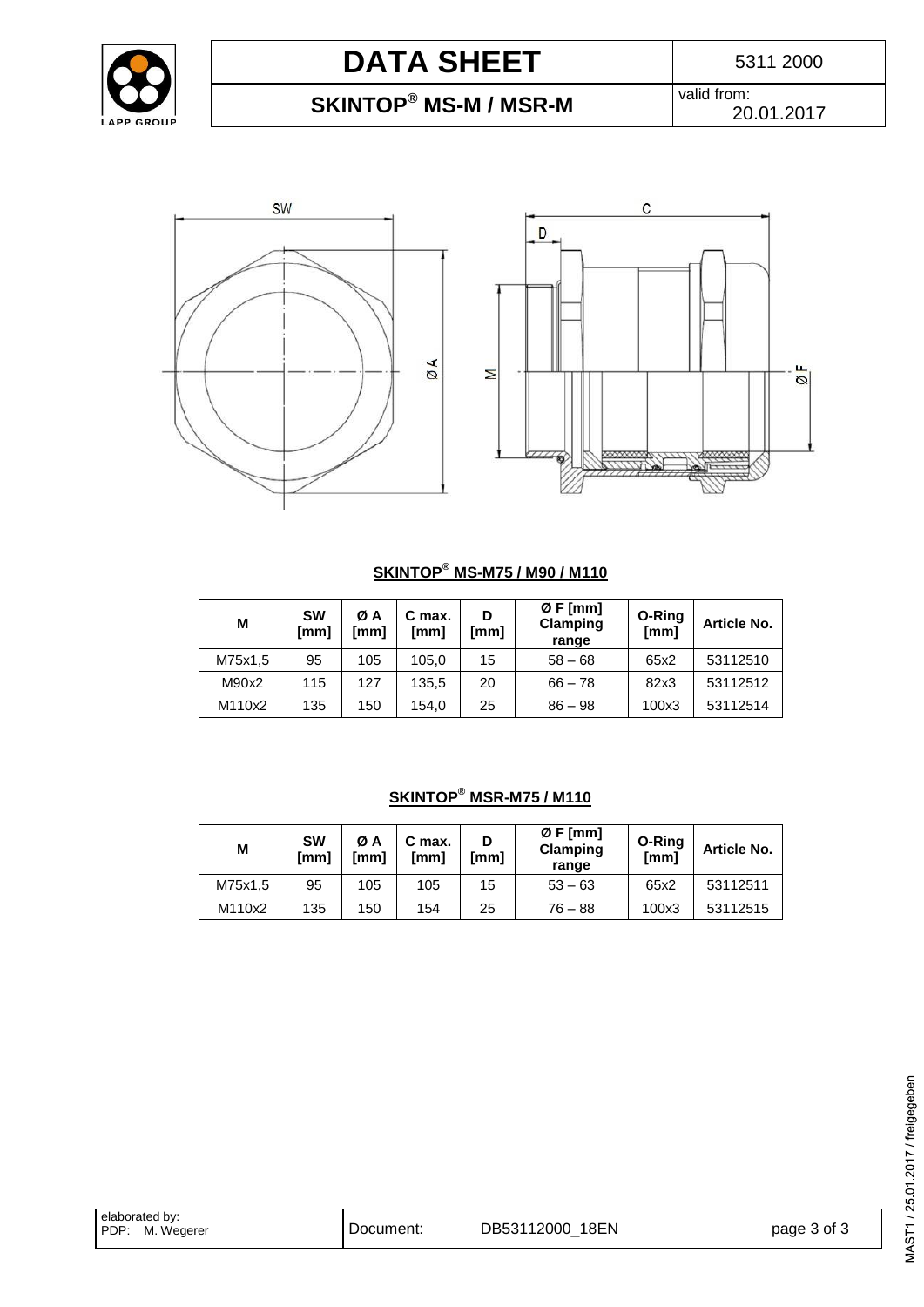## SKINTOP® MS-M75 / M90 / M110

| M | SW [mm] | Ø A [mm] | C max. [mm] | D [mm] | Ø F [mm] Clamping range | O-Ring [mm] | Article No. |
|---|---|---|---|---|---|---|---|
| M75x1,5 | 95 | 105 | 105,0 | 15 | 58 – 68 | 65x2 | 53112510 |
| M90x2 | 115 | 127 | 135,5 | 20 | 66 – 78 | 82x3 | 53112512 |
| M110x2 | 135 | 150 | 154,0 | 25 | 86 – 98 | 100x3 | 53112514 |

## SKINTOP® MSR-M75 / M110

| M | SW [mm] | Ø A [mm] | C max. [mm] | D [mm] | Ø F [mm] Clamping range | O-Ring [mm] | Article No. |
|---|---|---|---|---|---|---|---|
| M75x1,5 | 95 | 105 | 105 | 15 | 53 – 63 | 65x2 | 53112511 |
| M110x2 | 135 | 150 | 154 | 25 | 76 – 88 | 100x3 | 53112515 |